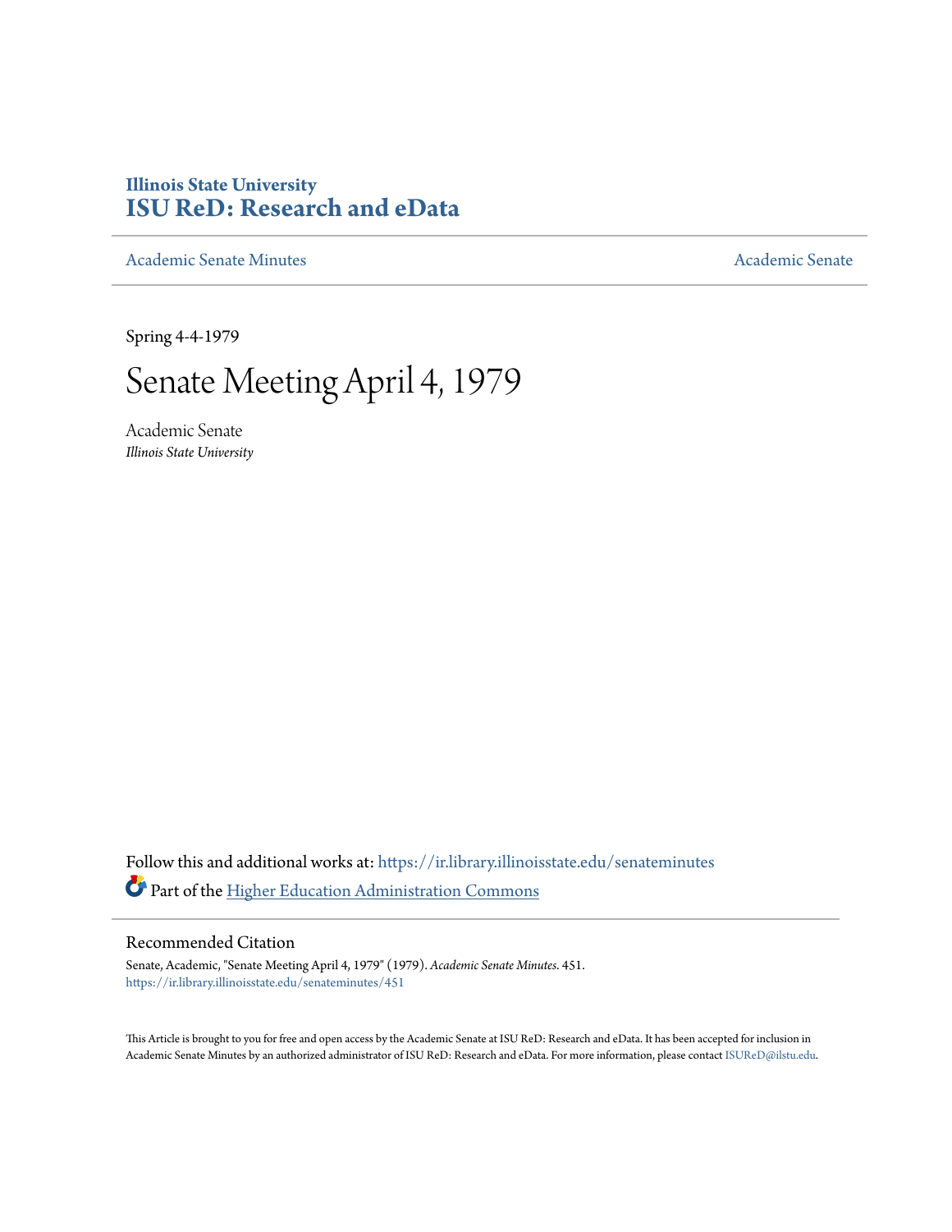# Illinois State University
# ISU ReD: Research and eData

Academic Senate Minutes | Academic Senate

Spring 4-4-1979

# Senate Meeting April 4, 1979

Academic Senate
*Illinois State University*

Follow this and additional works at: https://ir.library.illinoisstate.edu/senateminutes

Part of the Higher Education Administration Commons

## Recommended Citation

Senate, Academic, "Senate Meeting April 4, 1979" (1979). *Academic Senate Minutes*. 451.
https://ir.library.illinoisstate.edu/senateminutes/451

This Article is brought to you for free and open access by the Academic Senate at ISU ReD: Research and eData. It has been accepted for inclusion in Academic Senate Minutes by an authorized administrator of ISU ReD: Research and eData. For more information, please contact ISUReD@ilstu.edu.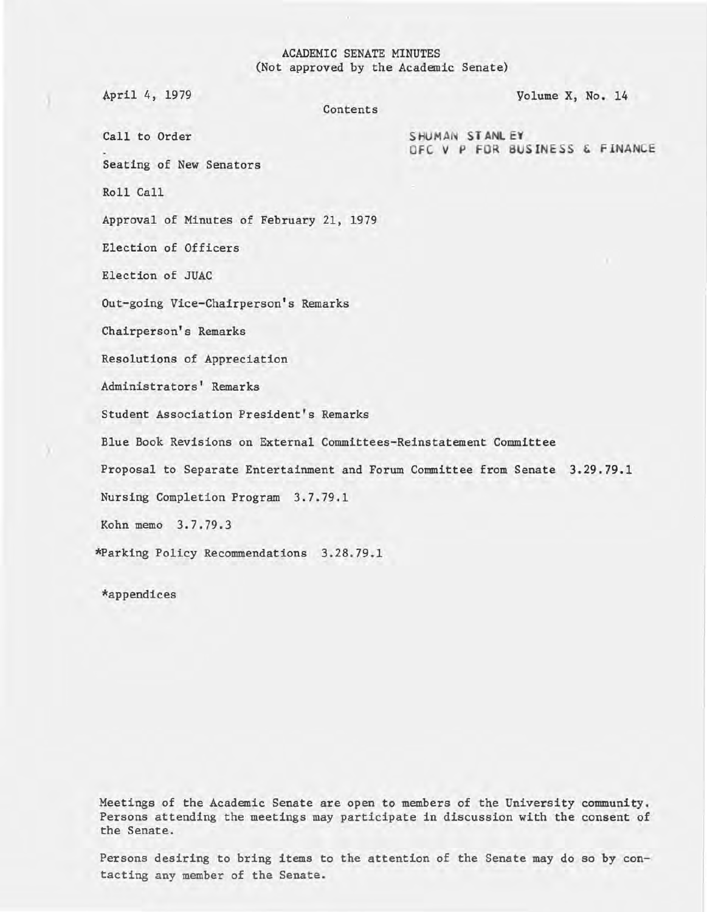ACADEMIC SENATE MINUTES
(Not approved by the Academic Senate)

April 4, 1979

Volume X, No. 14

Contents

SHUMAN STANLEY
OFC V P FOR BUSINESS & FINANCE

Call to Order

Seating of New Senators

Roll Call

Approval of Minutes of February 21, 1979

Election of Officers

Election of JUAC

Out-going Vice-Chairperson's Remarks

Chairperson's Remarks

Resolutions of Appreciation

Administrators' Remarks

Student Association President's Remarks

Blue Book Revisions on External Committees-Reinstatement Committee

Proposal to Separate Entertainment and Forum Committee from Senate 3.29.79.1

Nursing Completion Program 3.7.79.1

Kohn memo 3.7.79.3

*Parking Policy Recommendations 3.28.79.1

*appendices

Meetings of the Academic Senate are open to members of the University community. Persons attending the meetings may participate in discussion with the consent of the Senate.

Persons desiring to bring items to the attention of the Senate may do so by contacting any member of the Senate.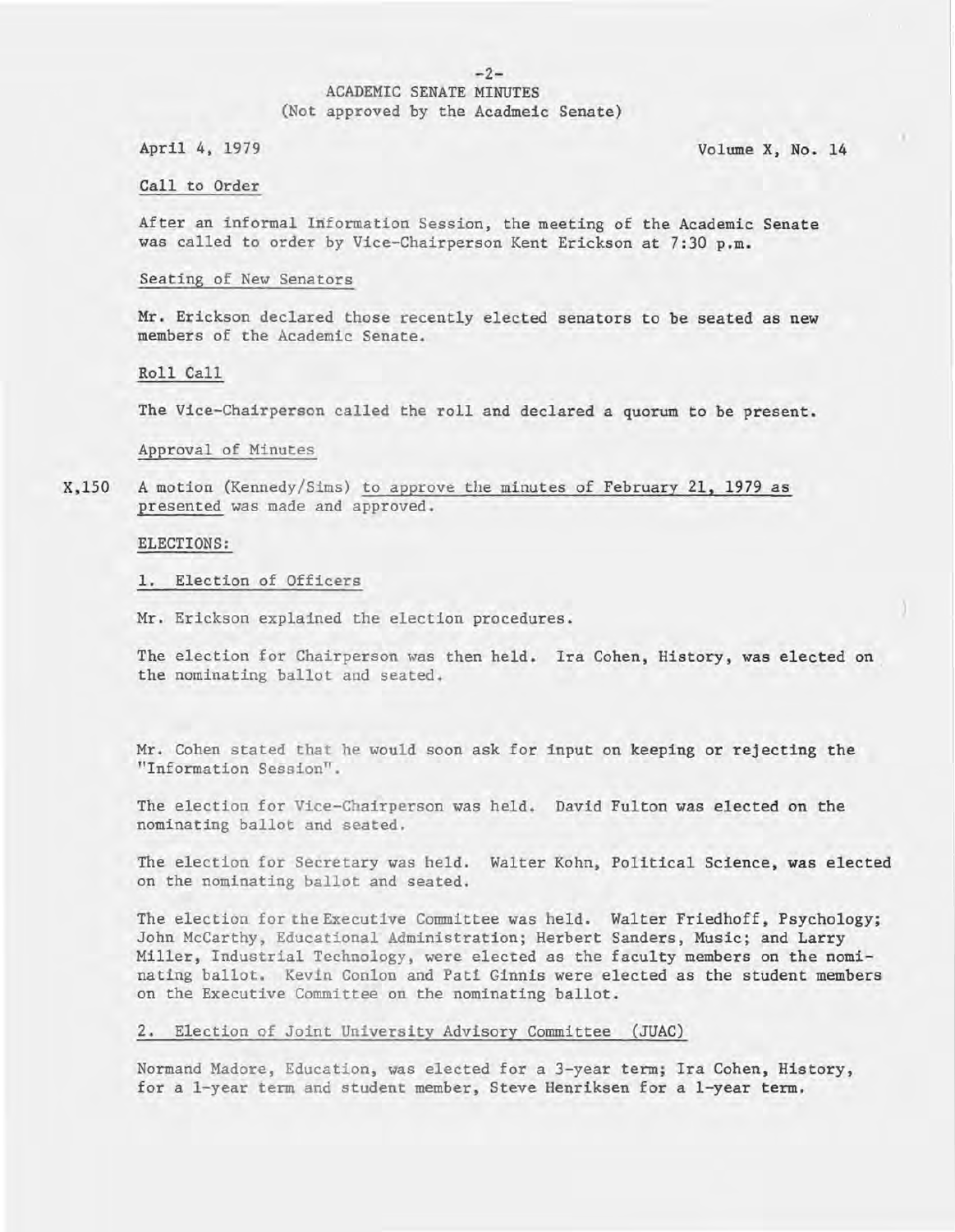# ACADEMIC SENATE MINUTES
(Not approved by the Acadmeic Senate)

April 4, 1979 — Volume X, No. 14

## Call to Order

After an informal Information Session, the meeting of the Academic Senate was called to order by Vice-Chairperson Kent Erickson at 7:30 p.m.

## Seating of New Senators

Mr. Erickson declared those recently elected senators to be seated as new members of the Academic Senate.

## Roll Call

The Vice-Chairperson called the roll and declared a quorum to be present.

## Approval of Minutes

X,150 A motion (Kennedy/Sims) to approve the minutes of February 21, 1979 as presented was made and approved.

## ELECTIONS:

### 1. Election of Officers

Mr. Erickson explained the election procedures.

The election for Chairperson was then held. Ira Cohen, History, was elected on the nominating ballot and seated.

Mr. Cohen stated that he would soon ask for input on keeping or rejecting the "Information Session".

The election for Vice-Chairperson was held. David Fulton was elected on the nominating ballot and seated.

The election for Secretary was held. Walter Kohn, Political Science, was elected on the nominating ballot and seated.

The election for the Executive Committee was held. Walter Friedhoff, Psychology; John McCarthy, Educational Administration; Herbert Sanders, Music; and Larry Miller, Industrial Technology, were elected as the faculty members on the nominating ballot. Kevin Conlon and Pati Ginnis were elected as the student members on the Executive Committee on the nominating ballot.

### 2. Election of Joint University Advisory Committee (JUAC)

Normand Madore, Education, was elected for a 3-year term; Ira Cohen, History, for a 1-year term and student member, Steve Henriksen for a 1-year term.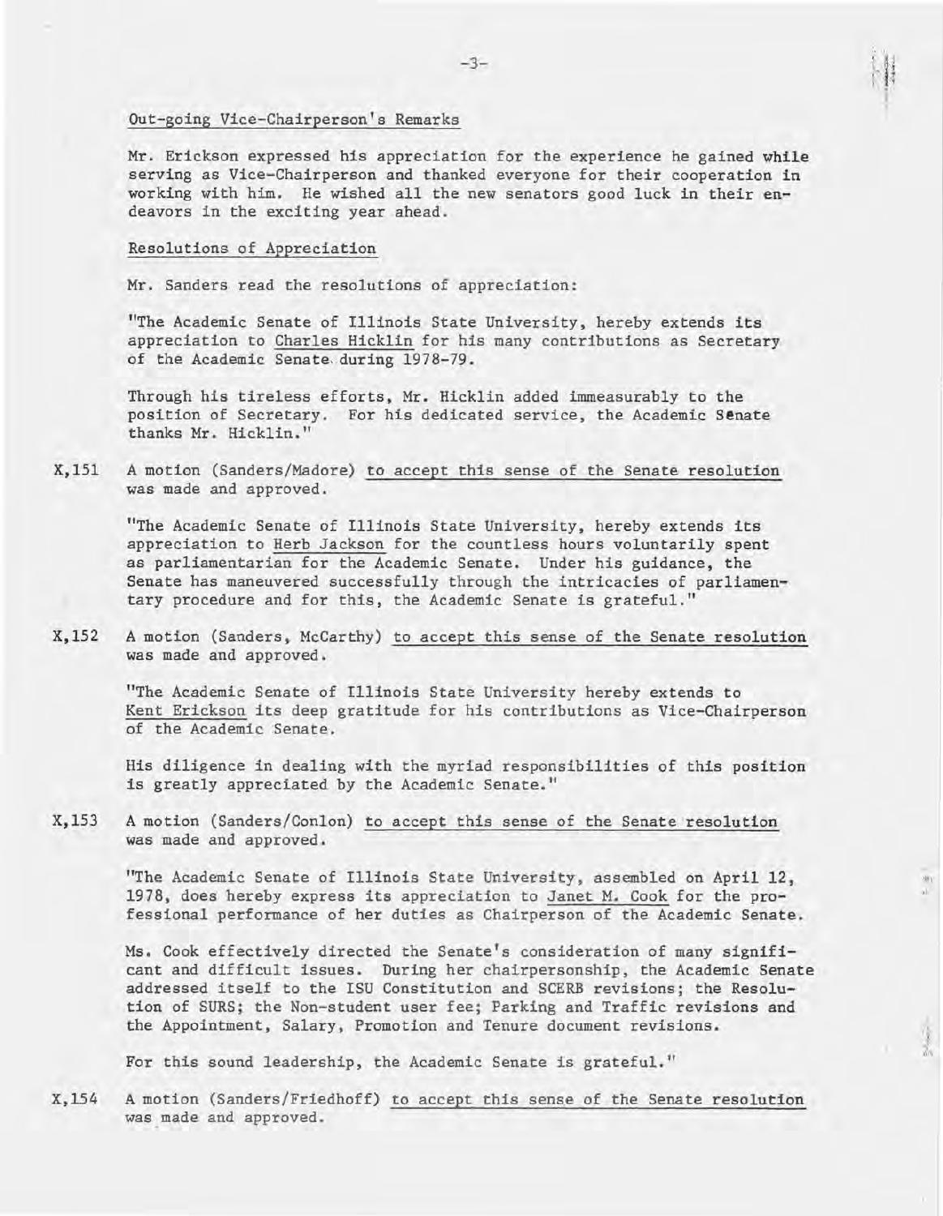Out-going Vice-Chairperson's Remarks

Mr. Erickson expressed his appreciation for the experience he gained while serving as Vice-Chairperson and thanked everyone for their cooperation in working with him. He wished all the new senators good luck in their endeavors in the exciting year ahead.

Resolutions of Appreciation

Mr. Sanders read the resolutions of appreciation:

"The Academic Senate of Illinois State University, hereby extends its appreciation to Charles Hicklin for his many contributions as Secretary of the Academic Senate during 1978-79.

Through his tireless efforts, Mr. Hicklin added immeasurably to the position of Secretary. For his dedicated service, the Academic Senate thanks Mr. Hicklin."

X,151 A motion (Sanders/Madore) to accept this sense of the Senate resolution was made and approved.

"The Academic Senate of Illinois State University, hereby extends its appreciation to Herb Jackson for the countless hours voluntarily spent as parliamentarian for the Academic Senate. Under his guidance, the Senate has maneuvered successfully through the intricacies of parliamentary procedure and for this, the Academic Senate is grateful."

X,152 A motion (Sanders, McCarthy) to accept this sense of the Senate resolution was made and approved.

"The Academic Senate of Illinois State University hereby extends to Kent Erickson its deep gratitude for his contributions as Vice-Chairperson of the Academic Senate.

His diligence in dealing with the myriad responsibilities of this position is greatly appreciated by the Academic Senate."

X,153 A motion (Sanders/Conlon) to accept this sense of the Senate resolution was made and approved.

"The Academic Senate of Illinois State University, assembled on April 12, 1978, does hereby express its appreciation to Janet M. Cook for the professional performance of her duties as Chairperson of the Academic Senate.

Ms. Cook effectively directed the Senate's consideration of many significant and difficult issues. During her chairpersonship, the Academic Senate addressed itself to the ISU Constitution and SCERB revisions; the Resolution of SURS; the Non-student user fee; Parking and Traffic revisions and the Appointment, Salary, Promotion and Tenure document revisions.

For this sound leadership, the Academic Senate is grateful."

X,154 A motion (Sanders/Friedhoff) to accept this sense of the Senate resolution was made and approved.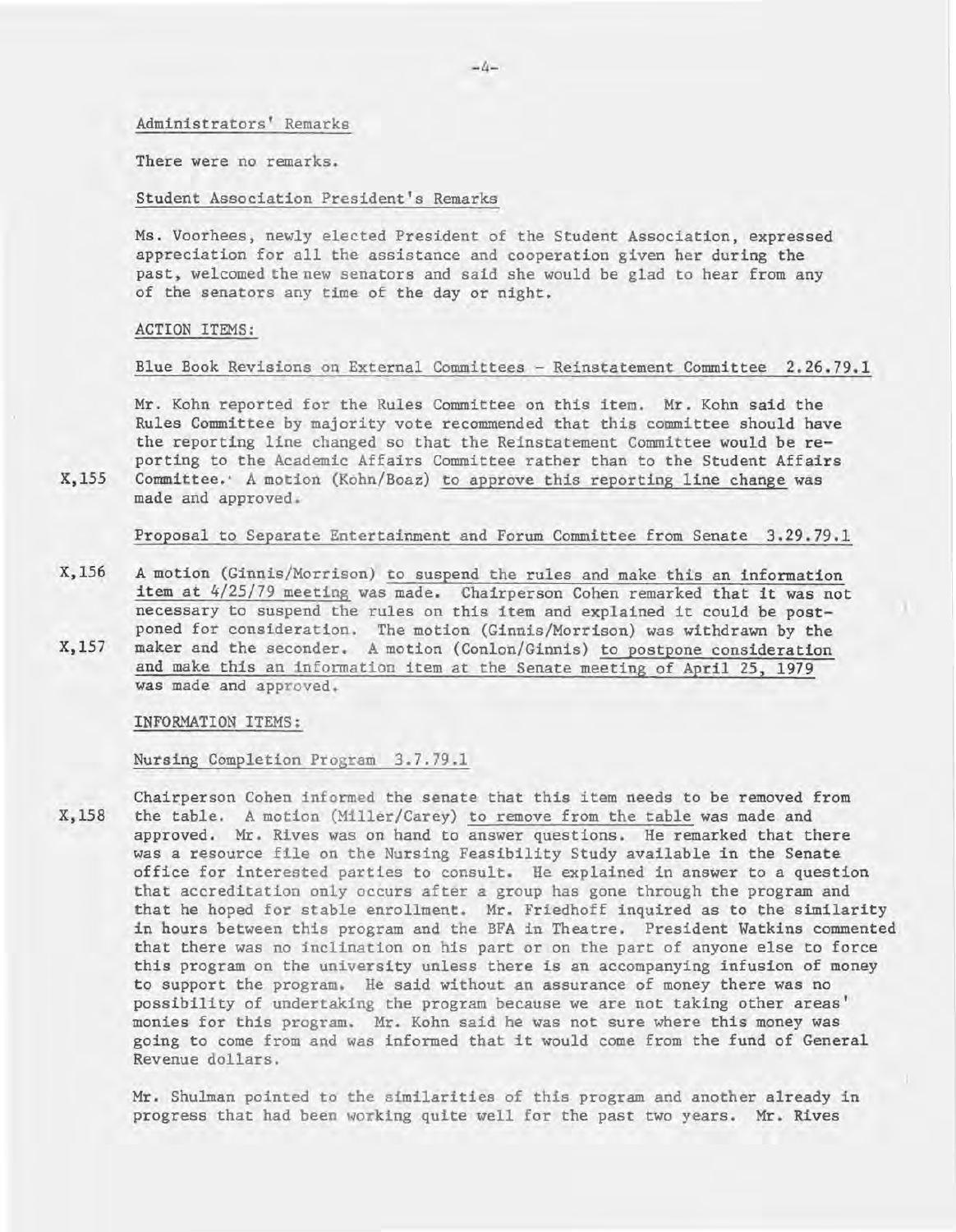Administrators' Remarks

There were no remarks.

Student Association President's Remarks

Ms. Voorhees, newly elected President of the Student Association, expressed appreciation for all the assistance and cooperation given her during the past, welcomed the new senators and said she would be glad to hear from any of the senators any time of the day or night.

ACTION ITEMS:

Blue Book Revisions on External Committees - Reinstatement Committee 2.26.79.1

X,155 Mr. Kohn reported for the Rules Committee on this item. Mr. Kohn said the Rules Committee by majority vote recommended that this committee should have the reporting line changed so that the Reinstatement Committee would be reporting to the Academic Affairs Committee rather than to the Student Affairs Committee. A motion (Kohn/Boaz) to approve this reporting line change was made and approved.

Proposal to Separate Entertainment and Forum Committee from Senate 3.29.79.1

X,156 A motion (Ginnis/Morrison) to suspend the rules and make this an information item at 4/25/79 meeting was made. Chairperson Cohen remarked that it was not necessary to suspend the rules on this item and explained it could be postponed for consideration. The motion (Ginnis/Morrison) was withdrawn by the

X,157 maker and the seconder. A motion (Conlon/Ginnis) to postpone consideration and make this an information item at the Senate meeting of April 25, 1979 was made and approved.

INFORMATION ITEMS:

Nursing Completion Program 3.7.79.1

X,158 Chairperson Cohen informed the senate that this item needs to be removed from the table. A motion (Miller/Carey) to remove from the table was made and approved. Mr. Rives was on hand to answer questions. He remarked that there was a resource file on the Nursing Feasibility Study available in the Senate office for interested parties to consult. He explained in answer to a question that accreditation only occurs after a group has gone through the program and that he hoped for stable enrollment. Mr. Friedhoff inquired as to the similarity in hours between this program and the BFA in Theatre. President Watkins commented that there was no inclination on his part or on the part of anyone else to force this program on the university unless there is an accompanying infusion of money to support the program. He said without an assurance of money there was no possibility of undertaking the program because we are not taking other areas' monies for this program. Mr. Kohn said he was not sure where this money was going to come from and was informed that it would come from the fund of General Revenue dollars.

Mr. Shulman pointed to the similarities of this program and another already in progress that had been working quite well for the past two years. Mr. Rives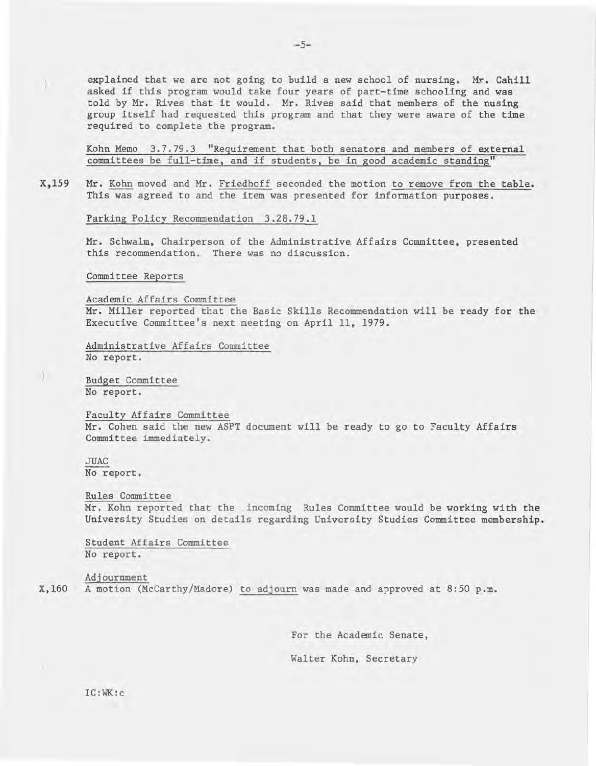explained that we are not going to build a new school of nursing. Mr. Cahill asked if this program would take four years of part-time schooling and was told by Mr. Rives that it would. Mr. Rives said that members of the nusing group itself had requested this program and that they were aware of the time required to complete the program.

Kohn Memo 3.7.79.3 "Requirement that both senators and members of external committees be full-time, and if students, be in good academic standing"

X,159 Mr. Kohn moved and Mr. Friedhoff seconded the motion to remove from the table. This was agreed to and the item was presented for information purposes.

Parking Policy Recommendation 3.28.79.1

Mr. Schwalm, Chairperson of the Administrative Affairs Committee, presented this recommendation. There was no discussion.

Committee Reports

Academic Affairs Committee
Mr. Miller reported that the Basic Skills Recommendation will be ready for the Executive Committee's next meeting on April 11, 1979.

Administrative Affairs Committee
No report.

Budget Committee
No report.

Faculty Affairs Committee
Mr. Cohen said the new ASPT document will be ready to go to Faculty Affairs Committee immediately.

JUAC
No report.

Rules Committee
Mr. Kohn reported that the incoming Rules Committee would be working with the University Studies on details regarding University Studies Committee membership.

Student Affairs Committee
No report.

Adjournment
X,160 A motion (McCarthy/Madore) to adjourn was made and approved at 8:50 p.m.

For the Academic Senate,

Walter Kohn, Secretary

IC:WK:c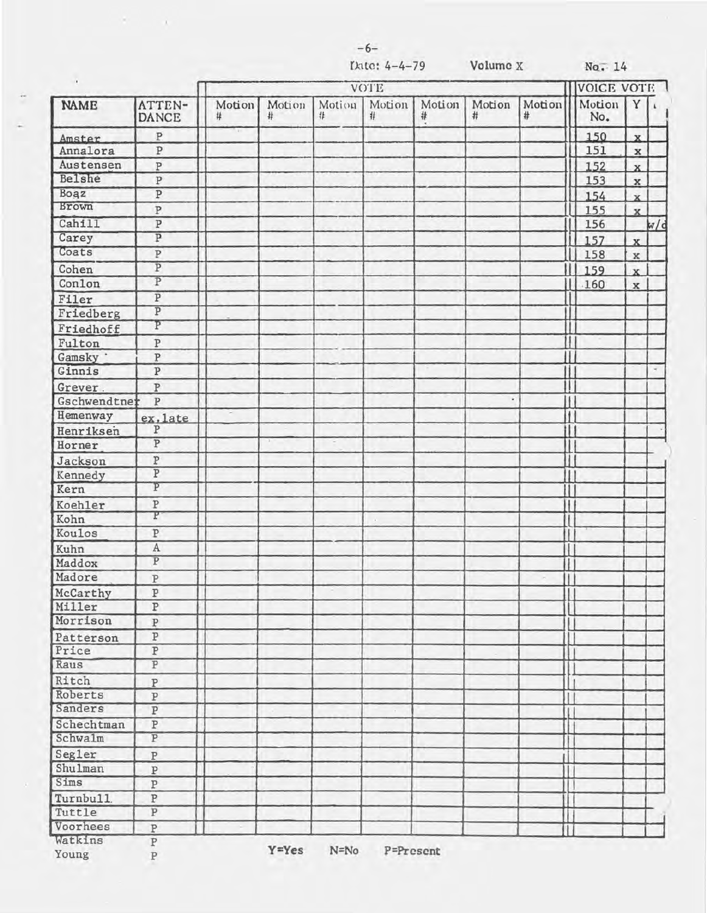Date: 4-4-79 Volume X No. 14

| NAME | ATTENDANCE | VOTE Motion # | Motion # | Motion # | Motion # | Motion # | Motion # | Motion # | VOICE VOTE Motion No. | Y | N |
|---|---|---|---|---|---|---|---|---|---|---|---|
| Amster | P | | | | | | | | 150 | x | |
| Annalora | P | | | | | | | | 151 | x | |
| Austensen | P | | | | | | | | 152 | x | |
| Belshe | P | | | | | | | | 153 | x | |
| Boaz | P | | | | | | | | 154 | x | |
| Brown | P | | | | | | | | 155 | x | |
| Cahill | P | | | | | | | | 156 | | w/d |
| Carey | P | | | | | | | | 157 | x | |
| Coats | P | | | | | | | | 158 | x | |
| Cohen | P | | | | | | | | 159 | x | |
| Conlon | P | | | | | | | | 160 | x | |
| Filer | P | | | | | | | | | | |
| Friedberg | P | | | | | | | | | | |
| Friedhoff | P | | | | | | | | | | |
| Fulton | P | | | | | | | | | | |
| Gamsky | P | | | | | | | | | | |
| Ginnis | P | | | | | | | | | | |
| Grever | P | | | | | | | | | | |
| Gschwendtner | P | | | | | | | | | | |
| Hemenway | ex.late | | | | | | | | | | |
| Henriksen | P | | | | | | | | | | |
| Horner | P | | | | | | | | | | |
| Jackson | P | | | | | | | | | | |
| Kennedy | P | | | | | | | | | | |
| Kern | P | | | | | | | | | | |
| Koehler | P | | | | | | | | | | |
| Kohn | P | | | | | | | | | | |
| Koulos | P | | | | | | | | | | |
| Kuhn | A | | | | | | | | | | |
| Maddox | P | | | | | | | | | | |
| Madore | P | | | | | | | | | | |
| McCarthy | P | | | | | | | | | | |
| Miller | P | | | | | | | | | | |
| Morrison | P | | | | | | | | | | |
| Patterson | P | | | | | | | | | | |
| Price | P | | | | | | | | | | |
| Raus | P | | | | | | | | | | |
| Ritch | P | | | | | | | | | | |
| Roberts | P | | | | | | | | | | |
| Sanders | P | | | | | | | | | | |
| Schechtman | P | | | | | | | | | | |
| Schwalm | P | | | | | | | | | | |
| Segler | P | | | | | | | | | | |
| Shulman | P | | | | | | | | | | |
| Sims | P | | | | | | | | | | |
| Turnbull | P | | | | | | | | | | |
| Tuttle | P | | | | | | | | | | |
| Voorhees | P | | | | | | | | | | |
| Watkins | P | | | | | | | | | | |
| Young | P | | | | | | | | | | |

Y=Yes N=No P=Present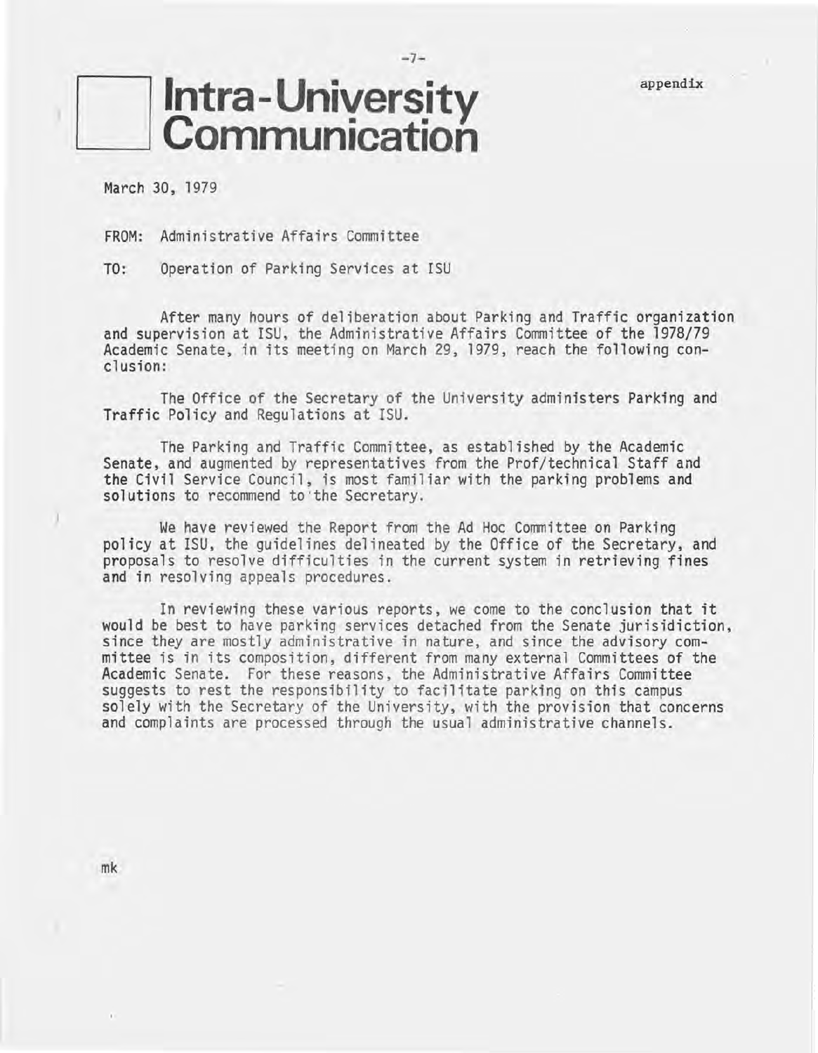appendix

# Intra-University Communication

March 30, 1979

FROM: Administrative Affairs Committee

TO: Operation of Parking Services at ISU

After many hours of deliberation about Parking and Traffic organization and supervision at ISU, the Administrative Affairs Committee of the 1978/79 Academic Senate, in its meeting on March 29, 1979, reach the following conclusion:

The Office of the Secretary of the University administers Parking and Traffic Policy and Regulations at ISU.

The Parking and Traffic Committee, as established by the Academic Senate, and augmented by representatives from the Prof/technical Staff and the Civil Service Council, is most familiar with the parking problems and solutions to recommend to the Secretary.

We have reviewed the Report from the Ad Hoc Committee on Parking policy at ISU, the guidelines delineated by the Office of the Secretary, and proposals to resolve difficulties in the current system in retrieving fines and in resolving appeals procedures.

In reviewing these various reports, we come to the conclusion that it would be best to have parking services detached from the Senate jurisidiction, since they are mostly administrative in nature, and since the advisory committee is in its composition, different from many external Committees of the Academic Senate. For these reasons, the Administrative Affairs Committee suggests to rest the responsibility to facilitate parking on this campus solely with the Secretary of the University, with the provision that concerns and complaints are processed through the usual administrative channels.

mk